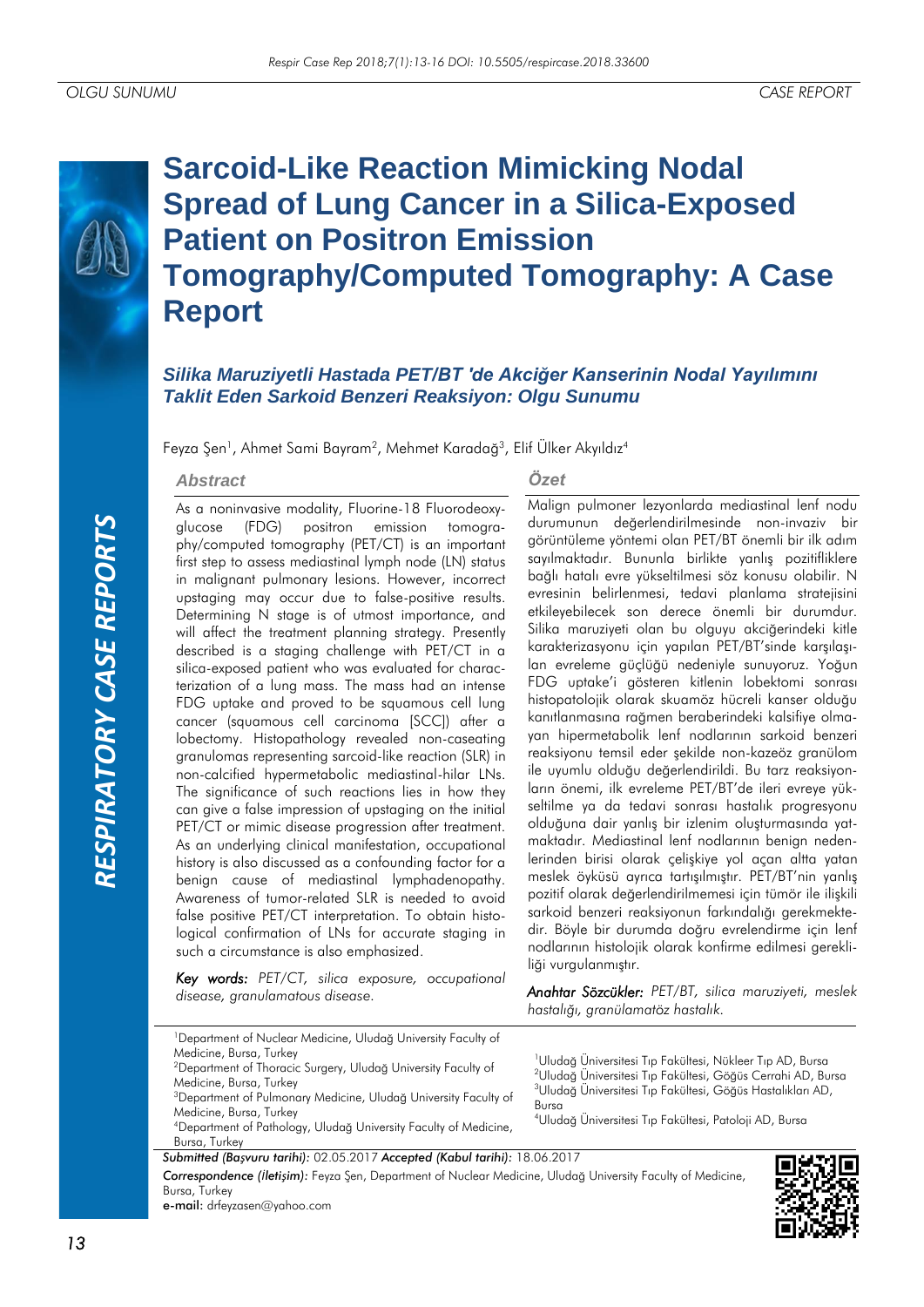OLGU SUNUMU | CASE REPORT

# Sarcoid-Like Reaction Mimicking Nodal Spread of Lung Cancer in a Silica-Exposed Patient on Positron Emission Tomography/Computed Tomography: A Case Report

## *Silika Maruziyetli Hastada PET/BT 'de Akciğer Kanserinin Nodal Yayılımını Taklit Eden Sarkoid Benzeri Reaksiyon: Olgu Sunumu*

Feyza Şen[1], Ahmet Sami Bayram[2], Mehmet Karadağ[3], Elif Ülker Akyıldız[4]

### Abstract

As a noninvasive modality, Fluorine-18 Fluorodeoxyglucose (FDG) positron emission tomography/computed tomography (PET/CT) is an important first step to assess mediastinal lymph node (LN) status in malignant pulmonary lesions. However, incorrect upstaging may occur due to false-positive results. Determining N stage is of utmost importance, and will affect the treatment planning strategy. Presently described is a staging challenge with PET/CT in a silica-exposed patient who was evaluated for characterization of a lung mass. The mass had an intense FDG uptake and proved to be squamous cell lung cancer (squamous cell carcinoma [SCC]) after a lobectomy. Histopathology revealed non-caseating granulomas representing sarcoid-like reaction (SLR) in non-calcified hypermetabolic mediastinal-hilar LNs. The significance of such reactions lies in how they can give a false impression of upstaging on the initial PET/CT or mimic disease progression after treatment. As an underlying clinical manifestation, occupational history is also discussed as a confounding factor for a benign cause of mediastinal lymphadenopathy. Awareness of tumor-related SLR is needed to avoid false positive PET/CT interpretation. To obtain histological confirmation of LNs for accurate staging in such a circumstance is also emphasized.

***Key words:*** *PET/CT, silica exposure, occupational disease, granulomatous disease.*

### Özet

Malign pulmoner lezyonlarda mediastinal lenf nodu durumunun değerlendirilmesinde non-invaziv bir görüntüleme yöntemi olan PET/BT önemli bir ilk adım sayılmaktadır. Bununla birlikte yanlış pozitifliklere bağlı hatalı evre yükseltilmesi söz konusu olabilir. N evresinin belirlenmesi, tedavi planlama stratejisini etkileyebilecek son derece önemli bir durumdur. Silika maruziyeti olan bu olguyu akciğerindeki kitle karakterizasyonu için yapılan PET/BT'sinde karşılaşılan evreleme güçlüğü nedeniyle sunuyoruz. Yoğun FDG uptake'i gösteren kitlenin lobektomi sonrası histopatolojik olarak skuamöz hücreli kanser olduğu kanıtlanmasına rağmen beraberindeki kalsifiye olmayan hipermetabolik lenf nodlarının sarkoid benzeri reaksiyonu temsil eder şekilde non-kazeöz granülom ile uyumlu olduğu değerlendirildi. Bu tarz reaksiyonların önemi, ilk evreleme PET/BT'de ileri evreye yükseltilme ya da tedavi sonrası hastalık progresyonu olduğuna dair yanlış bir izlenim oluşturmasında yatmaktadır. Mediastinal lenf nodlarının benign nedenlerinden birisi olarak çelişkiye yol açan altta yatan meslek öyküsü ayrıca tartışılmıştır. PET/BT'nin yanlış pozitif olarak değerlendirilmemesi için tümör ile ilişkili sarkoid benzeri reaksiyonun farkındalığı gerekmektedir. Böyle bir durumda doğru evrelendirme için lenf nodlarının histolojik olarak konfirme edilmesi gerekliliği vurgulanmıştır.

***Anahtar Sözcükler:*** *PET/BT, silika maruziyeti, meslek hastalığı, granülamatöz hastalık.*

[1]Department of Nuclear Medicine, Uludağ University Faculty of Medicine, Bursa, Turkey
[2]Department of Thoracic Surgery, Uludağ University Faculty of Medicine, Bursa, Turkey
[3]Department of Pulmonary Medicine, Uludağ University Faculty of Medicine, Bursa, Turkey
[4]Department of Pathology, Uludağ University Faculty of Medicine, Bursa, Turkey

[1]Uludağ Üniversitesi Tıp Fakültesi, Nükleer Tıp AD, Bursa
[2]Uludağ Üniversitesi Tıp Fakültesi, Göğüs Cerrahi AD, Bursa
[3]Uludağ Üniversitesi Tıp Fakültesi, Göğüs Hastalıkları AD, Bursa
[4]Uludağ Üniversitesi Tıp Fakültesi, Patoloji AD, Bursa

***Submitted (Başvuru tarihi):*** 02.05.2017 ***Accepted (Kabul tarihi):*** 18.06.2017

***Correspondence (İletişim):*** Feyza Şen, Department of Nuclear Medicine, Uludağ University Faculty of Medicine, Bursa, Turkey

**e-mail:** drfeyzasen@yahoo.com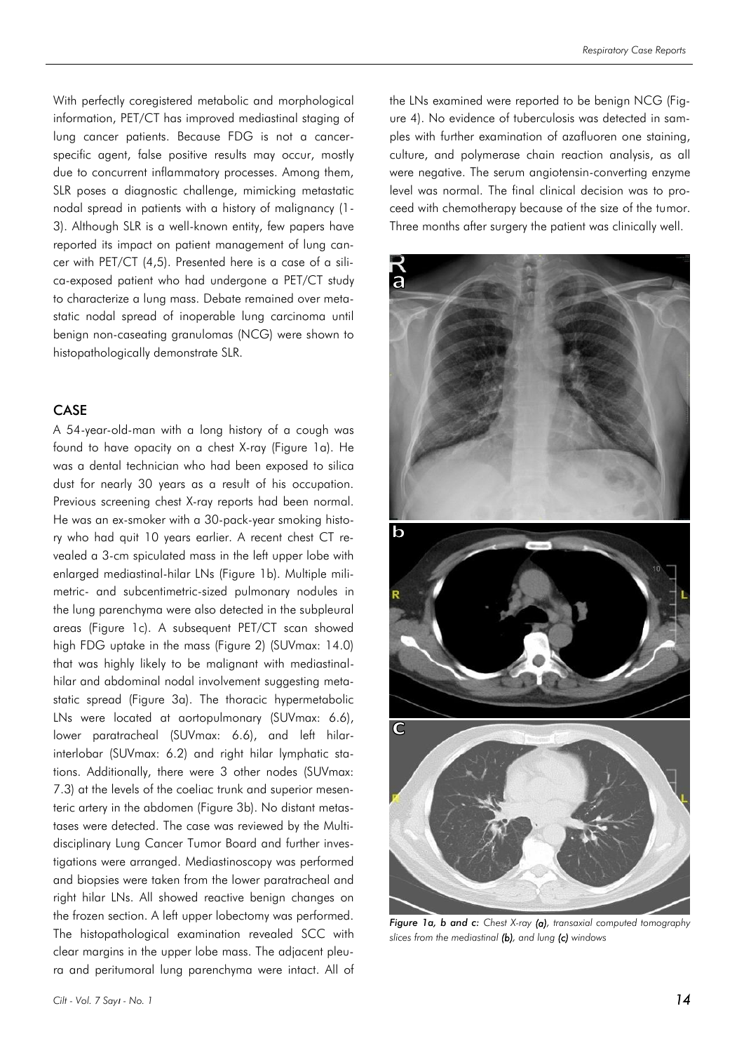With perfectly coregistered metabolic and morphological information, PET/CT has improved mediastinal staging of lung cancer patients. Because FDG is not a cancer-specific agent, false positive results may occur, mostly due to concurrent inflammatory processes. Among them, SLR poses a diagnostic challenge, mimicking metastatic nodal spread in patients with a history of malignancy (1-3). Although SLR is a well-known entity, few papers have reported its impact on patient management of lung cancer with PET/CT (4,5). Presented here is a case of a silica-exposed patient who had undergone a PET/CT study to characterize a lung mass. Debate remained over metastatic nodal spread of inoperable lung carcinoma until benign non-caseating granulomas (NCG) were shown to histopathologically demonstrate SLR.

## CASE

A 54-year-old-man with a long history of a cough was found to have opacity on a chest X-ray (Figure 1a). He was a dental technician who had been exposed to silica dust for nearly 30 years as a result of his occupation. Previous screening chest X-ray reports had been normal. He was an ex-smoker with a 30-pack-year smoking history who had quit 10 years earlier. A recent chest CT revealed a 3-cm spiculated mass in the left upper lobe with enlarged mediastinal-hilar LNs (Figure 1b). Multiple milimetric- and subcentimetric-sized pulmonary nodules in the lung parenchyma were also detected in the subpleural areas (Figure 1c). A subsequent PET/CT scan showed high FDG uptake in the mass (Figure 2) (SUVmax: 14.0) that was highly likely to be malignant with mediastinal-hilar and abdominal nodal involvement suggesting metastatic spread (Figure 3a). The thoracic hypermetabolic LNs were located at aortopulmonary (SUVmax: 6.6), lower paratracheal (SUVmax: 6.6), and left hilar-interlobar (SUVmax: 6.2) and right hilar lymphatic stations. Additionally, there were 3 other nodes (SUVmax: 7.3) at the levels of the coeliac trunk and superior mesenteric artery in the abdomen (Figure 3b). No distant metastases were detected. The case was reviewed by the Multidisciplinary Lung Cancer Tumor Board and further investigations were arranged. Mediastinoscopy was performed and biopsies were taken from the lower paratracheal and right hilar LNs. All showed reactive benign changes on the frozen section. A left upper lobectomy was performed. The histopathological examination revealed SCC with clear margins in the upper lobe mass. The adjacent pleura and peritumoral lung parenchyma were intact. All of the LNs examined were reported to be benign NCG (Figure 4). No evidence of tuberculosis was detected in samples with further examination of azafluoren one staining, culture, and polymerase chain reaction analysis, as all were negative. The serum angiotensin-converting enzyme level was normal. The final clinical decision was to proceed with chemotherapy because of the size of the tumor. Three months after surgery the patient was clinically well.

***Figure 1a, b and c:*** *Chest X-ray **(a)**, transaxial computed tomography slices from the mediastinal **(b)**, and lung **(c)** windows*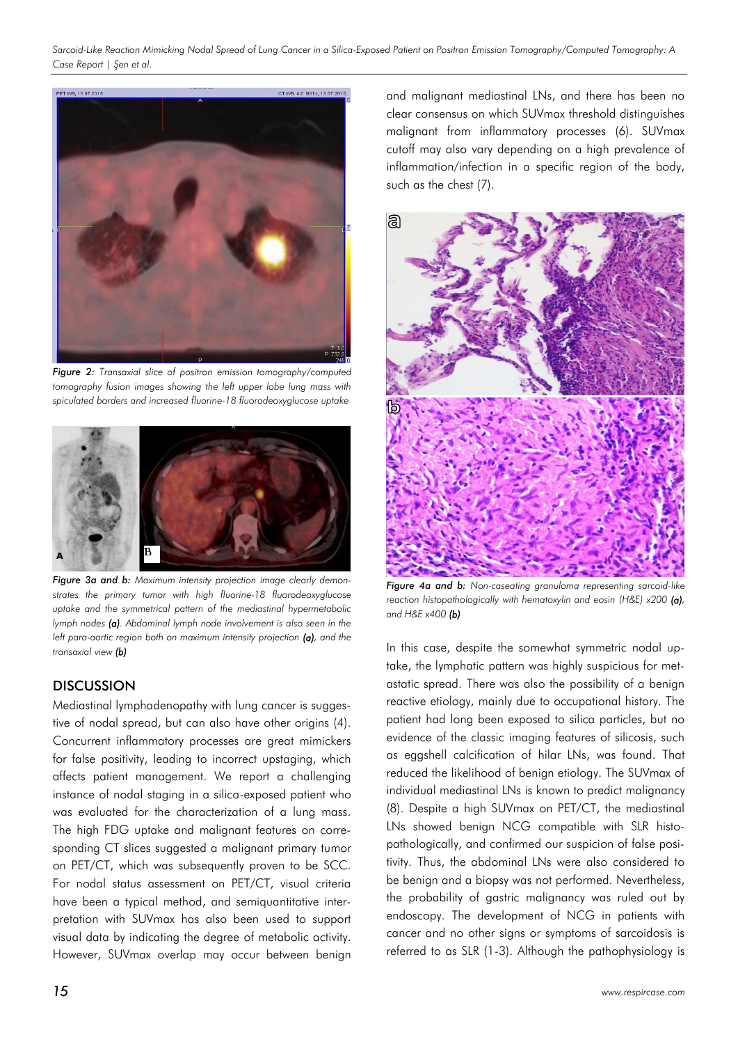*Figure 2: Transaxial slice of positron emission tomography/computed tomography fusion images showing the left upper lobe lung mass with spiculated borders and increased fluorine-18 fluorodeoxyglucose uptake*

*Figure 3a and b: Maximum intensity projection image clearly demonstrates the primary tumor with high fluorine-18 fluorodeoxyglucose uptake and the symmetrical pattern of the mediastinal hypermetabolic lymph nodes **(a)**. Abdominal lymph node involvement is also seen in the left para-aortic region both on maximum intensity projection **(a)**, and the transaxial view **(b)***

## DISCUSSION

Mediastinal lymphadenopathy with lung cancer is suggestive of nodal spread, but can also have other origins (4). Concurrent inflammatory processes are great mimickers for false positivity, leading to incorrect upstaging, which affects patient management. We report a challenging instance of nodal staging in a silica-exposed patient who was evaluated for the characterization of a lung mass. The high FDG uptake and malignant features on corresponding CT slices suggested a malignant primary tumor on PET/CT, which was subsequently proven to be SCC. For nodal status assessment on PET/CT, visual criteria have been a typical method, and semiquantitative interpretation with SUVmax has also been used to support visual data by indicating the degree of metabolic activity. However, SUVmax overlap may occur between benign and malignant mediastinal LNs, and there has been no clear consensus on which SUVmax threshold distinguishes malignant from inflammatory processes (6). SUVmax cutoff may also vary depending on a high prevalence of inflammation/infection in a specific region of the body, such as the chest (7).

*Figure 4a and b: Non-caseating granuloma representing sarcoid-like reaction histopathologically with hematoxylin and eosin (H&E) x200 **(a)**, and H&E x400 **(b)***

In this case, despite the somewhat symmetric nodal uptake, the lymphatic pattern was highly suspicious for metastatic spread. There was also the possibility of a benign reactive etiology, mainly due to occupational history. The patient had long been exposed to silica particles, but no evidence of the classic imaging features of silicosis, such as eggshell calcification of hilar LNs, was found. That reduced the likelihood of benign etiology. The SUVmax of individual mediastinal LNs is known to predict malignancy (8). Despite a high SUVmax on PET/CT, the mediastinal LNs showed benign NCG compatible with SLR histopathologically, and confirmed our suspicion of false positivity. Thus, the abdominal LNs were also considered to be benign and a biopsy was not performed. Nevertheless, the probability of gastric malignancy was ruled out by endoscopy. The development of NCG in patients with cancer and no other signs or symptoms of sarcoidosis is referred to as SLR (1-3). Although the pathophysiology is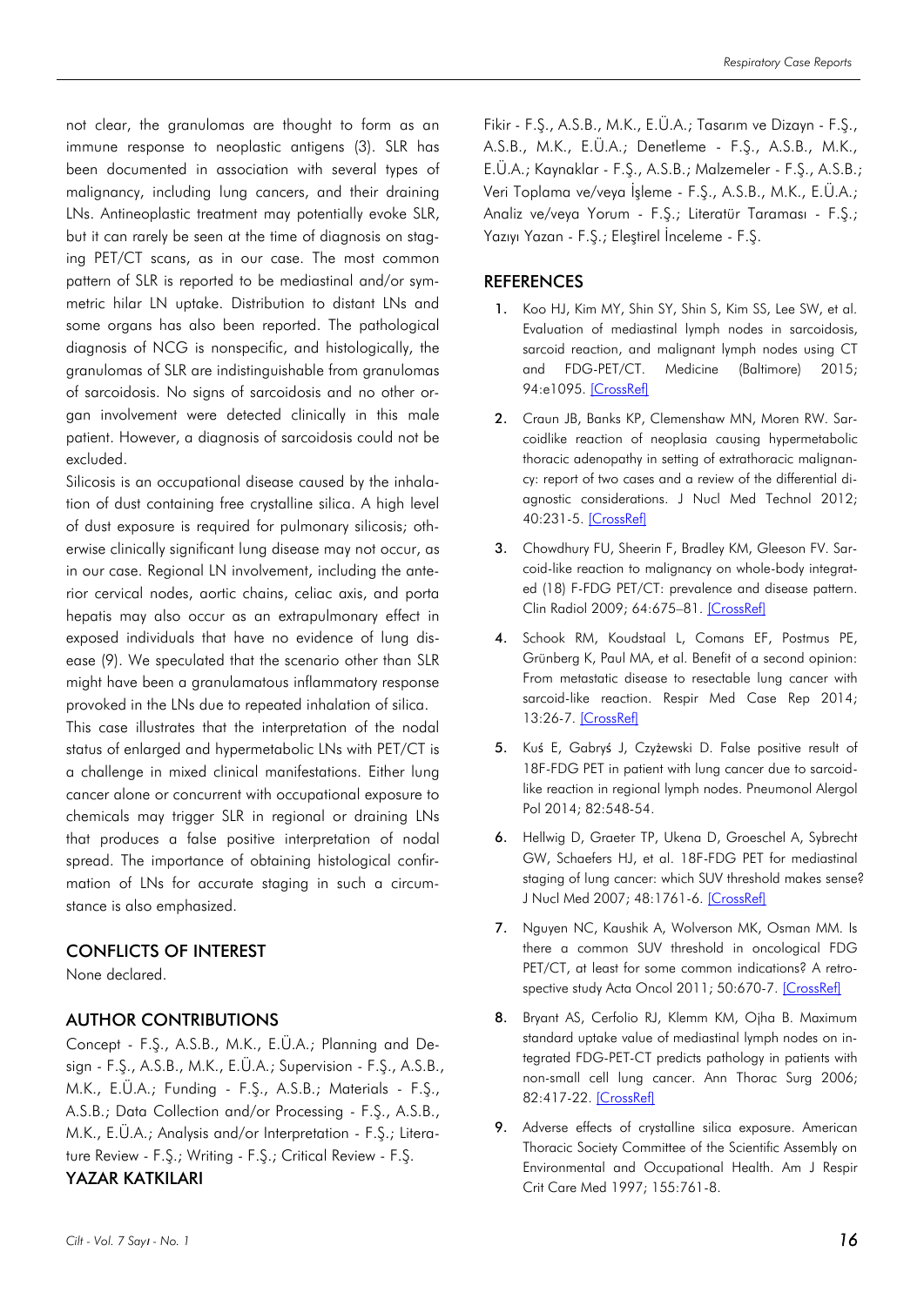not clear, the granulomas are thought to form as an immune response to neoplastic antigens (3). SLR has been documented in association with several types of malignancy, including lung cancers, and their draining LNs. Antineoplastic treatment may potentially evoke SLR, but it can rarely be seen at the time of diagnosis on staging PET/CT scans, as in our case. The most common pattern of SLR is reported to be mediastinal and/or symmetric hilar LN uptake. Distribution to distant LNs and some organs has also been reported. The pathological diagnosis of NCG is nonspecific, and histologically, the granulomas of SLR are indistinguishable from granulomas of sarcoidosis. No signs of sarcoidosis and no other organ involvement were detected clinically in this male patient. However, a diagnosis of sarcoidosis could not be excluded.

Silicosis is an occupational disease caused by the inhalation of dust containing free crystalline silica. A high level of dust exposure is required for pulmonary silicosis; otherwise clinically significant lung disease may not occur, as in our case. Regional LN involvement, including the anterior cervical nodes, aortic chains, celiac axis, and porta hepatis may also occur as an extrapulmonary effect in exposed individuals that have no evidence of lung disease (9). We speculated that the scenario other than SLR might have been a granulamatous inflammatory response provoked in the LNs due to repeated inhalation of silica.

This case illustrates that the interpretation of the nodal status of enlarged and hypermetabolic LNs with PET/CT is a challenge in mixed clinical manifestations. Either lung cancer alone or concurrent with occupational exposure to chemicals may trigger SLR in regional or draining LNs that produces a false positive interpretation of nodal spread. The importance of obtaining histological confirmation of LNs for accurate staging in such a circumstance is also emphasized.

## CONFLICTS OF INTEREST

None declared.

## AUTHOR CONTRIBUTIONS

Concept - F.Ş., A.S.B., M.K., E.Ü.A.; Planning and Design - F.Ş., A.S.B., M.K., E.Ü.A.; Supervision - F.Ş., A.S.B., M.K., E.Ü.A.; Funding - F.Ş., A.S.B.; Materials - F.Ş., A.S.B.; Data Collection and/or Processing - F.Ş., A.S.B., M.K., E.Ü.A.; Analysis and/or Interpretation - F.Ş.; Literature Review - F.Ş.; Writing - F.Ş.; Critical Review - F.Ş.

## YAZAR KATKILARI

Fikir - F.Ş., A.S.B., M.K., E.Ü.A.; Tasarım ve Dizayn - F.Ş., A.S.B., M.K., E.Ü.A.; Denetleme - F.Ş., A.S.B., M.K., E.Ü.A.; Kaynaklar - F.Ş., A.S.B.; Malzemeler - F.Ş., A.S.B.; Veri Toplama ve/veya İşleme - F.Ş., A.S.B., M.K., E.Ü.A.; Analiz ve/veya Yorum - F.Ş.; Literatür Taraması - F.Ş.; Yazıyı Yazan - F.Ş.; Eleştirel İnceleme - F.Ş.

## REFERENCES

1. Koo HJ, Kim MY, Shin SY, Shin S, Kim SS, Lee SW, et al. Evaluation of mediastinal lymph nodes in sarcoidosis, sarcoid reaction, and malignant lymph nodes using CT and FDG-PET/CT. Medicine (Baltimore) 2015; 94:e1095. [CrossRef]
2. Craun JB, Banks KP, Clemenshaw MN, Moren RW. Sarcoidlike reaction of neoplasia causing hypermetabolic thoracic adenopathy in setting of extrathoracic malignancy: report of two cases and a review of the differential diagnostic considerations. J Nucl Med Technol 2012; 40:231-5. [CrossRef]
3. Chowdhury FU, Sheerin F, Bradley KM, Gleeson FV. Sarcoid-like reaction to malignancy on whole-body integrated (18) F-FDG PET/CT: prevalence and disease pattern. Clin Radiol 2009; 64:675–81. [CrossRef]
4. Schook RM, Koudstaal L, Comans EF, Postmus PE, Grünberg K, Paul MA, et al. Benefit of a second opinion: From metastatic disease to resectable lung cancer with sarcoid-like reaction. Respir Med Case Rep 2014; 13:26-7. [CrossRef]
5. Kuś E, Gabryś J, Czyżewski D. False positive result of 18F-FDG PET in patient with lung cancer due to sarcoid-like reaction in regional lymph nodes. Pneumonol Alergol Pol 2014; 82:548-54.
6. Hellwig D, Graeter TP, Ukena D, Groeschel A, Sybrecht GW, Schaefers HJ, et al. 18F-FDG PET for mediastinal staging of lung cancer: which SUV threshold makes sense? J Nucl Med 2007; 48:1761-6. [CrossRef]
7. Nguyen NC, Kaushik A, Wolverson MK, Osman MM. Is there a common SUV threshold in oncological FDG PET/CT, at least for some common indications? A retrospective study Acta Oncol 2011; 50:670-7. [CrossRef]
8. Bryant AS, Cerfolio RJ, Klemm KM, Ojha B. Maximum standard uptake value of mediastinal lymph nodes on integrated FDG-PET-CT predicts pathology in patients with non-small cell lung cancer. Ann Thorac Surg 2006; 82:417-22. [CrossRef]
9. Adverse effects of crystalline silica exposure. American Thoracic Society Committee of the Scientific Assembly on Environmental and Occupational Health. Am J Respir Crit Care Med 1997; 155:761-8.